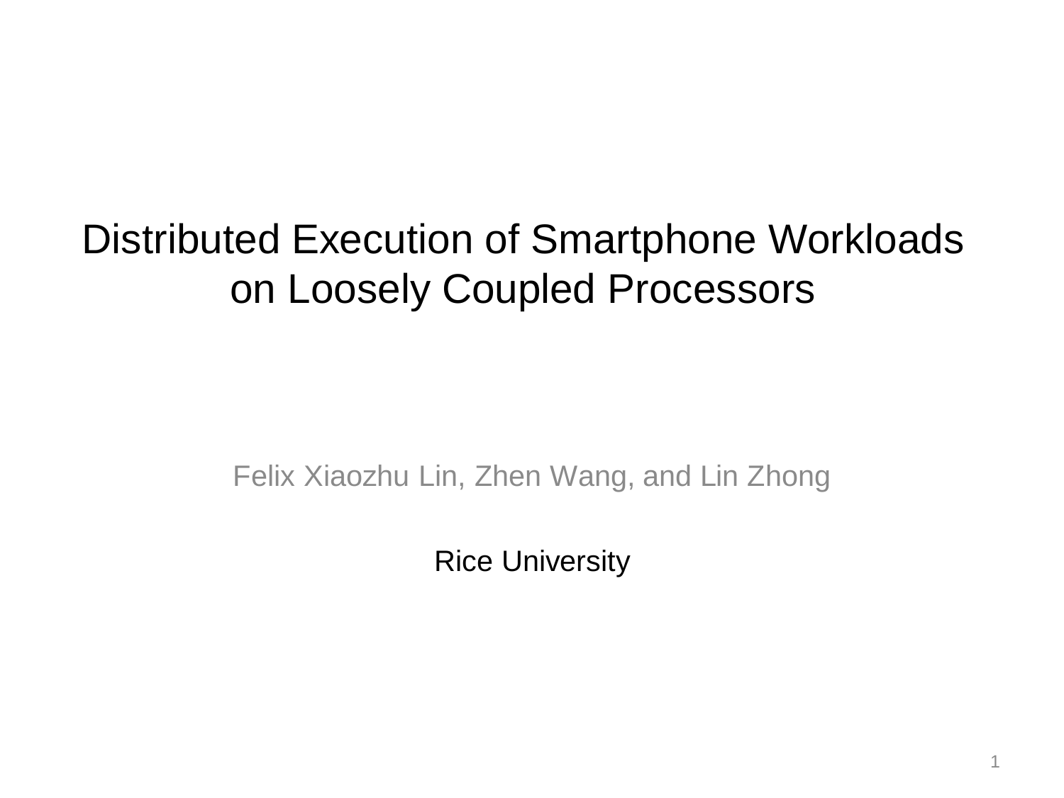# Distributed Execution of Smartphone Workloads on Loosely Coupled Processors

Felix Xiaozhu Lin, Zhen Wang, and Lin Zhong

Rice University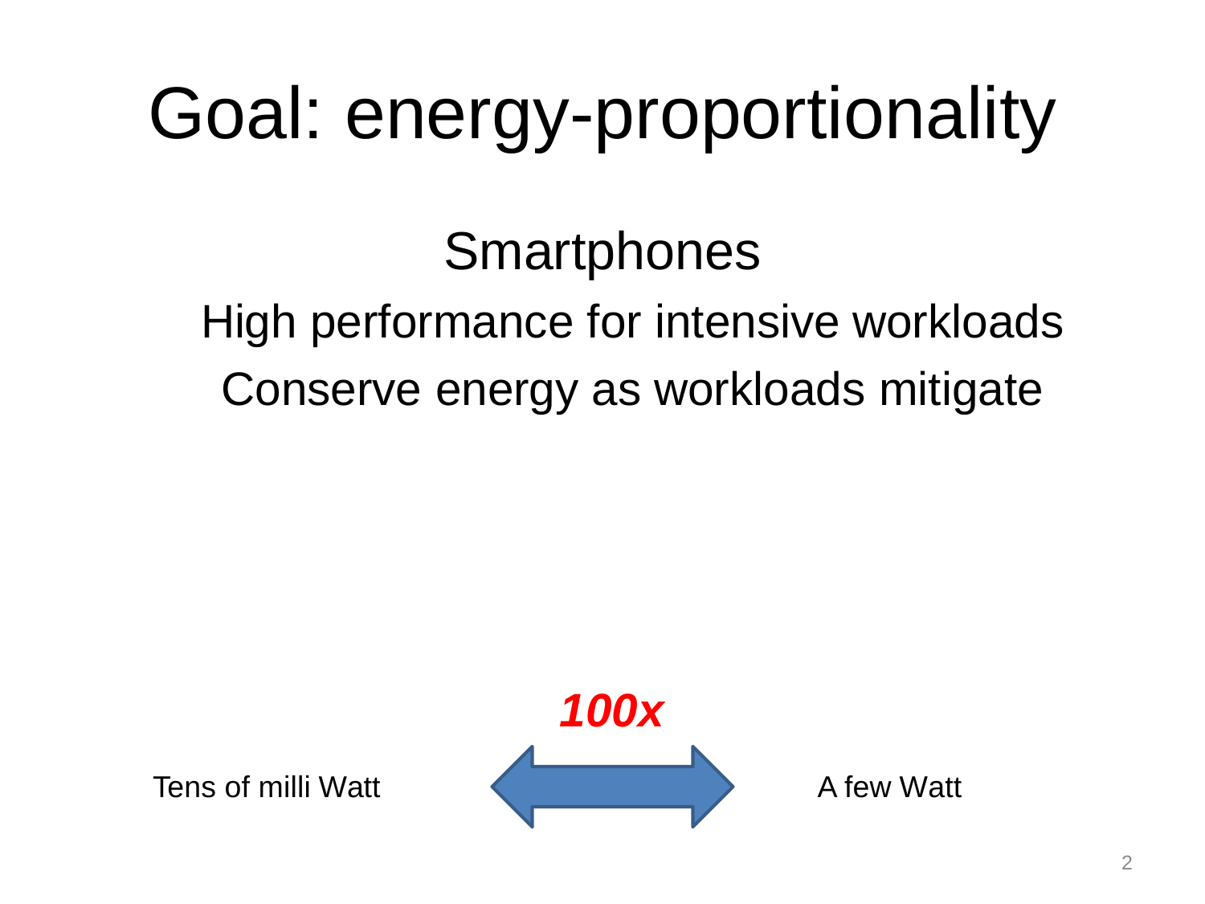# Goal: energy-proportionality

Smartphones

High performance for intensive workloads

Conserve energy as workloads mitigate

***100x***

Tens of milli Watt

A few Watt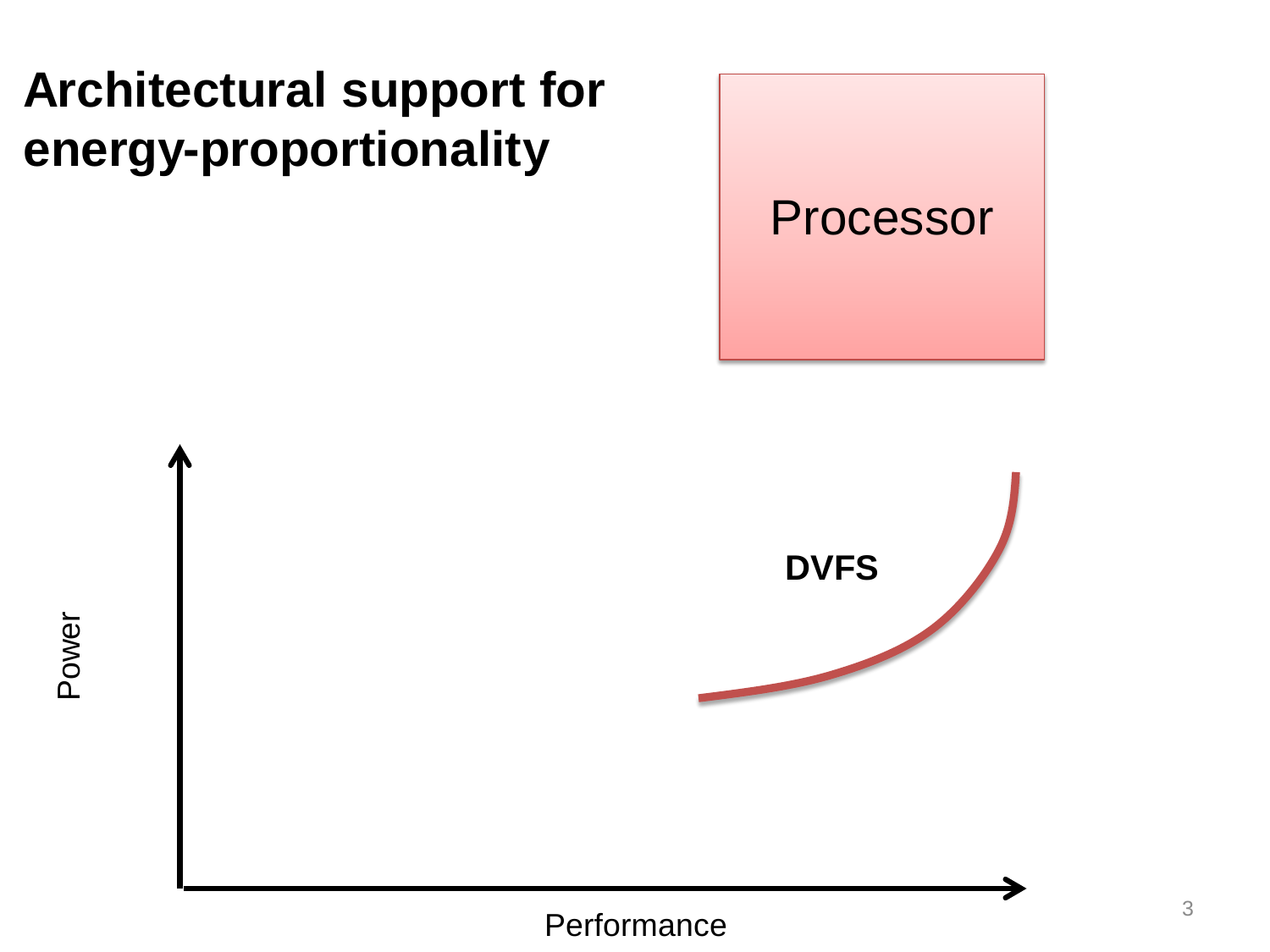# Architectural support for energy-proportionality

Processor

DVFS

Power

Performance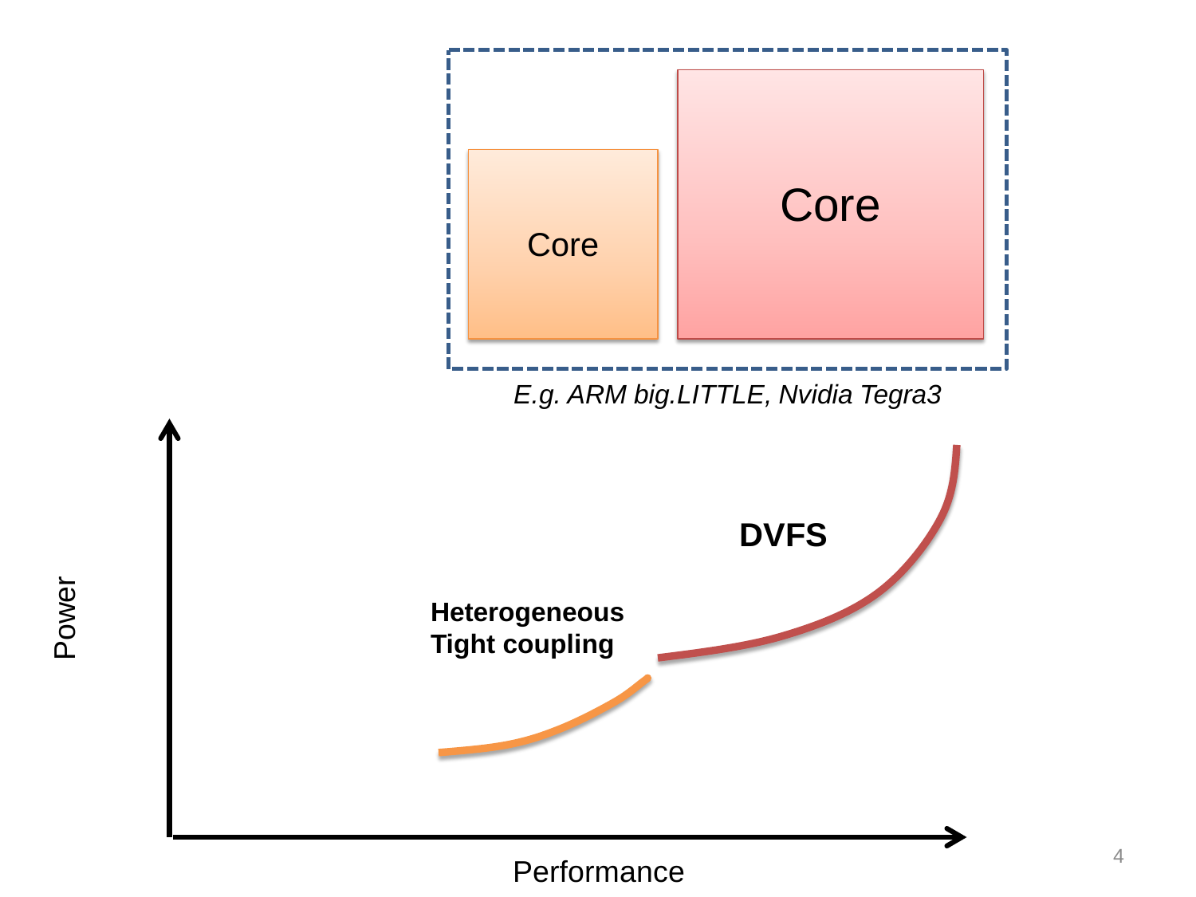Core

Core

*E.g. ARM big.LITTLE, Nvidia Tegra3*

Power

Performance

**DVFS**

**Heterogeneous**
**Tight coupling**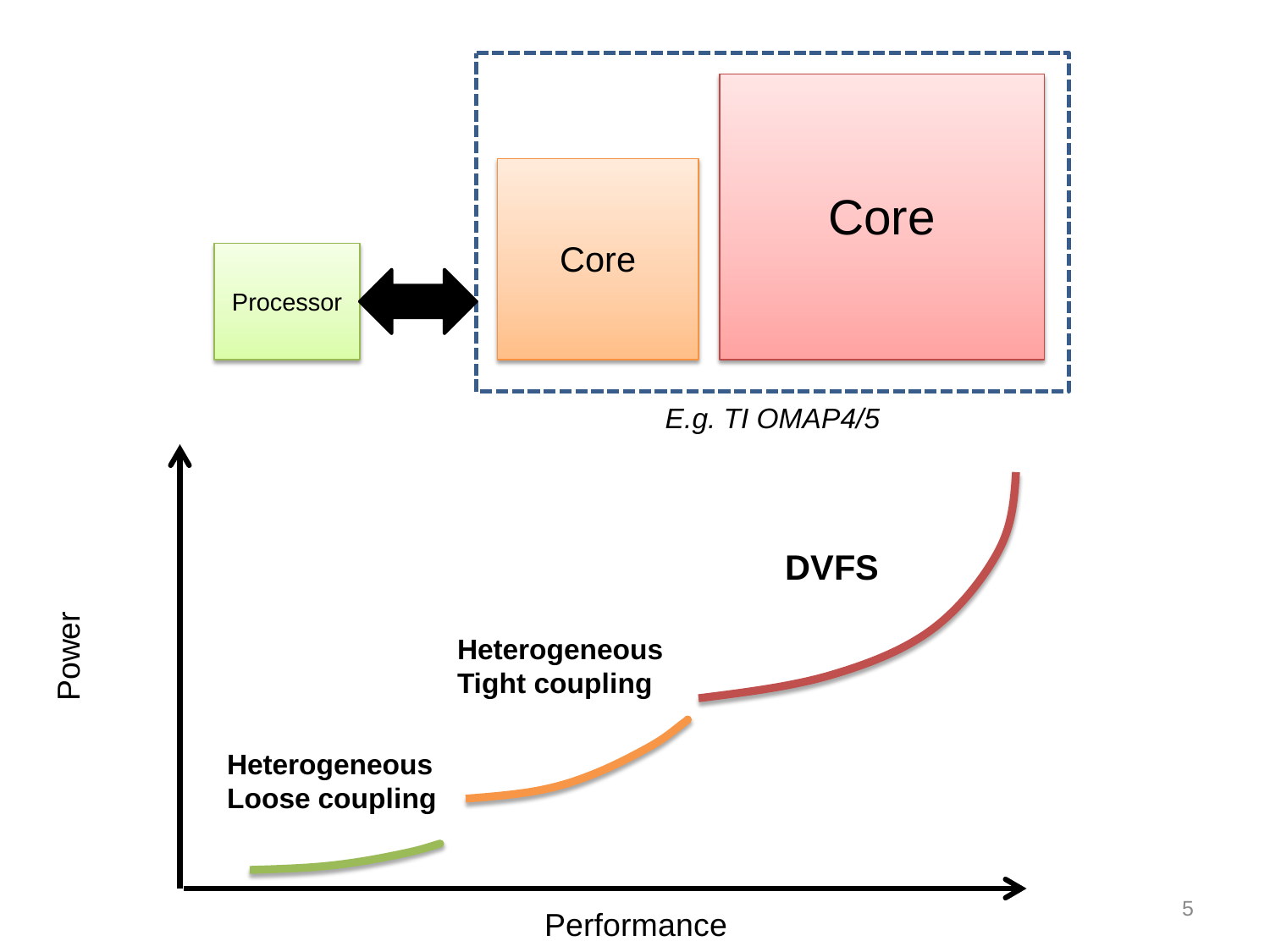Processor

Core

Core

*E.g. TI OMAP4/5*

Power

Performance

**Heterogeneous Loose coupling**

**Heterogeneous Tight coupling**

**DVFS**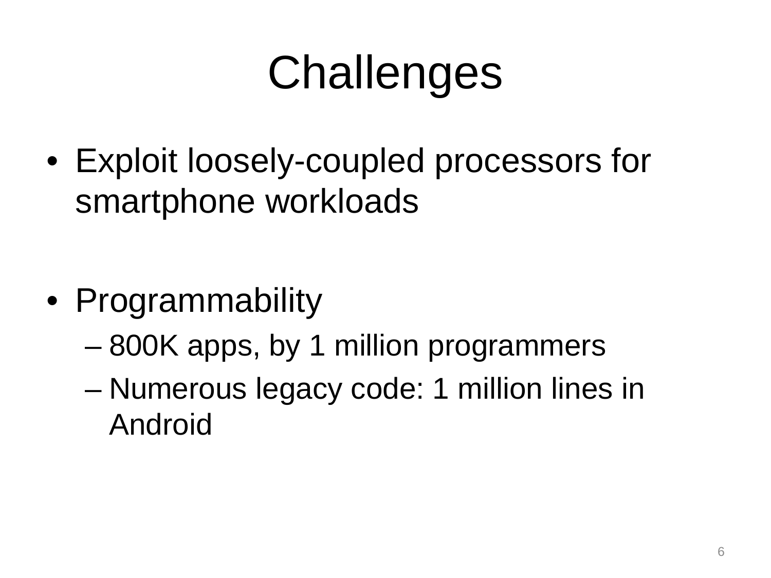# Challenges

- Exploit loosely-coupled processors for smartphone workloads

- Programmability
  - 800K apps, by 1 million programmers
  - Numerous legacy code: 1 million lines in Android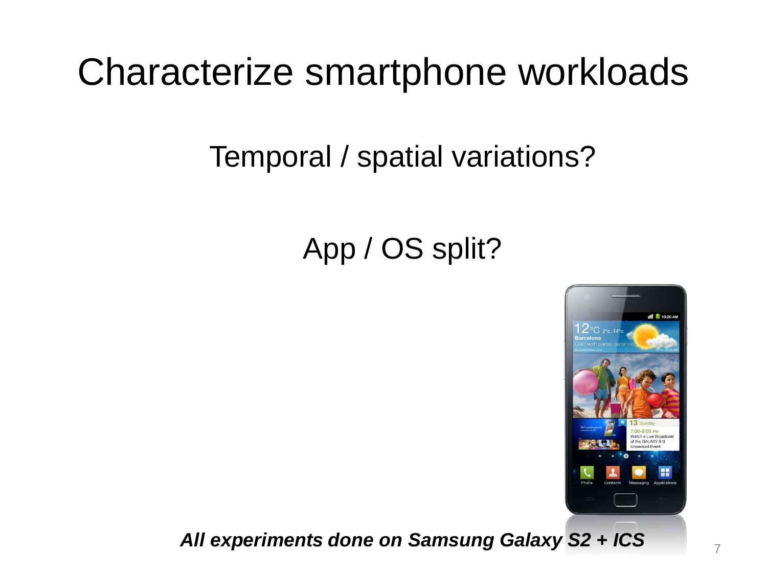# Characterize smartphone workloads

Temporal / spatial variations?

App / OS split?

***All experiments done on Samsung Galaxy S2 + ICS***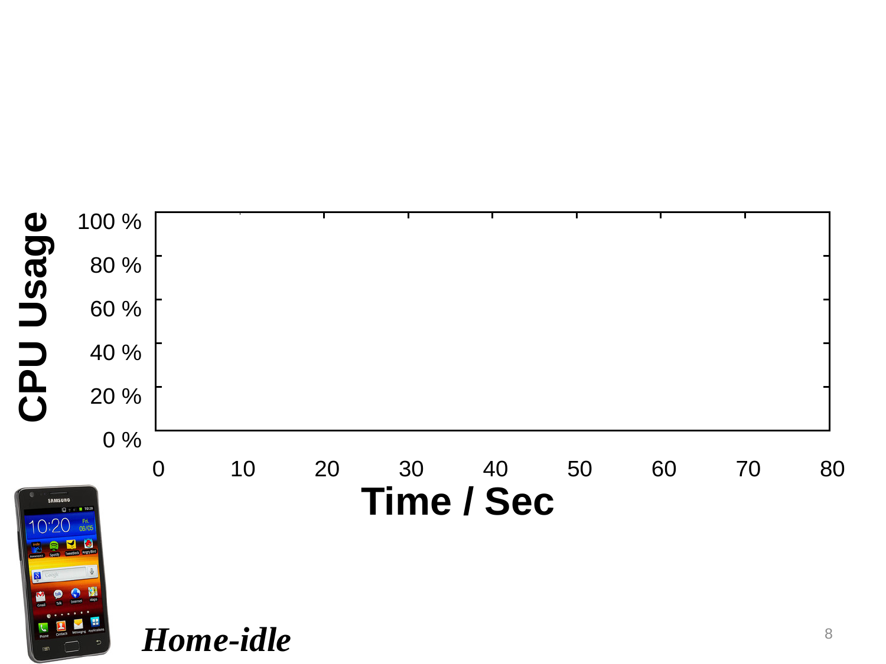CPU Usage

100 %
80 %
60 %
40 %
20 %
0 %

0
10
20
30
40
50
60
70
80

Time / Sec

*Home-idle*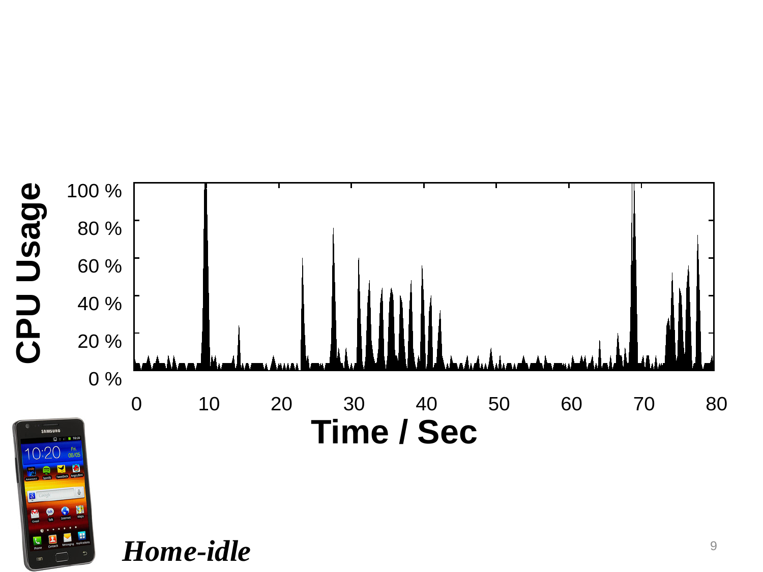CPU Usage

100 %
80 %
60 %
40 %
20 %
0 %

0
10
20
30
40
50
60
70
80

Time / Sec

*Home-idle*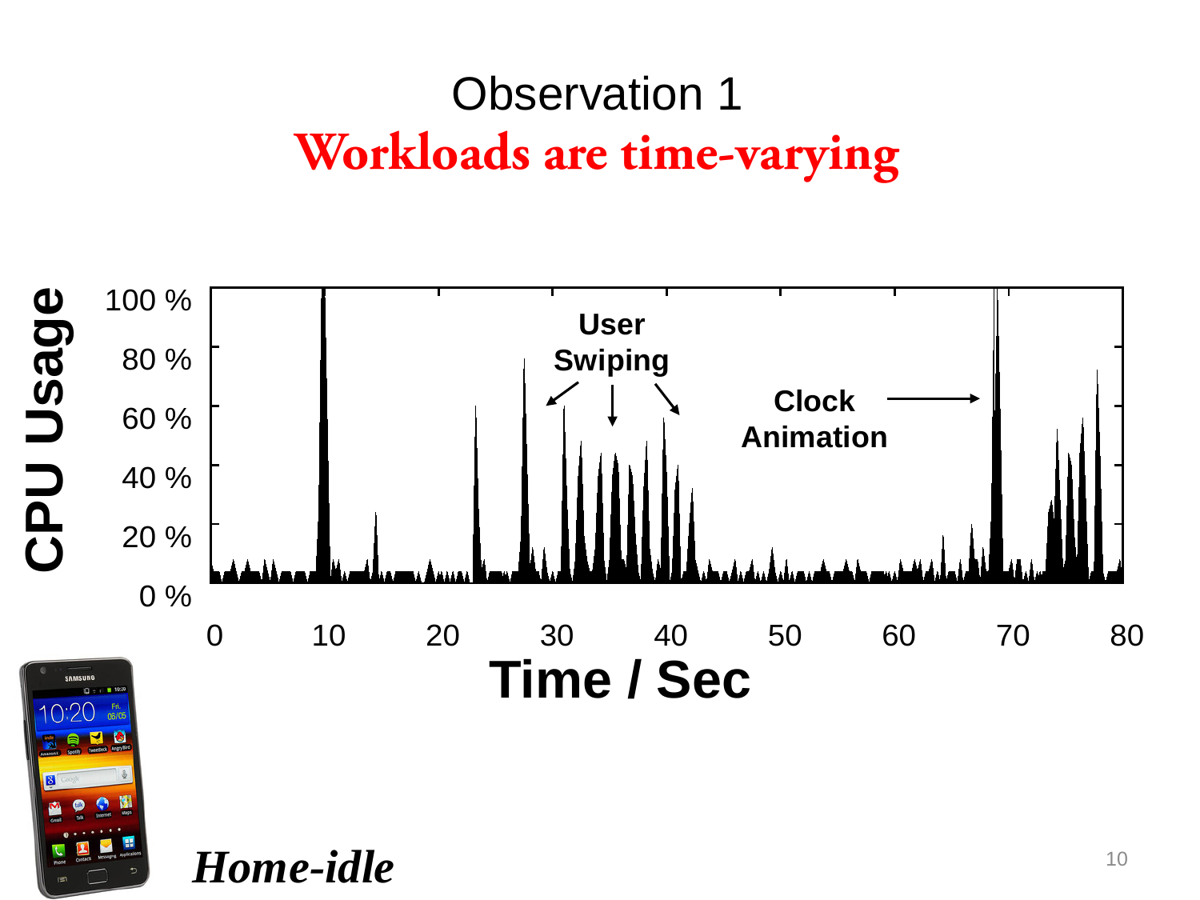# Observation 1

## Workloads are time-varying

CPU Usage

100 %

80 %

60 %

40 %

20 %

0 %

0

10

20

30

40

50

60

70

80

Time / Sec

User Swiping

Clock Animation

***Home-idle***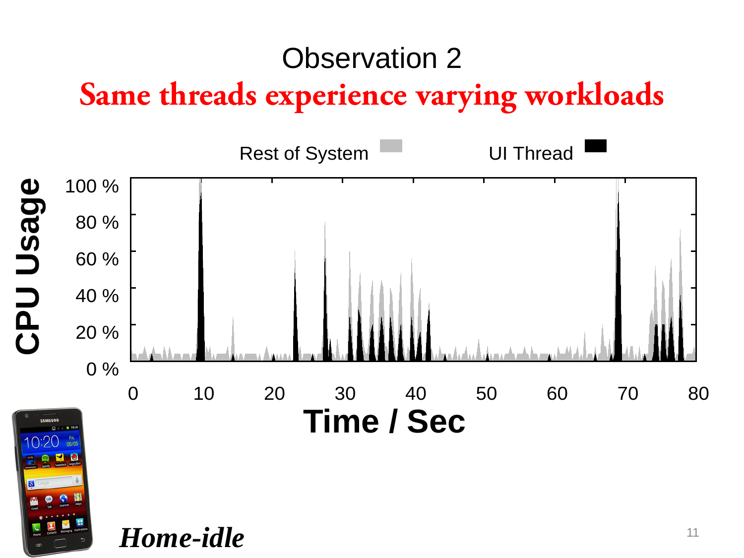# Observation 2

## Same threads experience varying workloads

Rest of System

UI Thread

CPU Usage

100 %

80 %

60 %

40 %

20 %

0 %

0 10 20 30 40 50 60 70 80

Time / Sec

*Home-idle*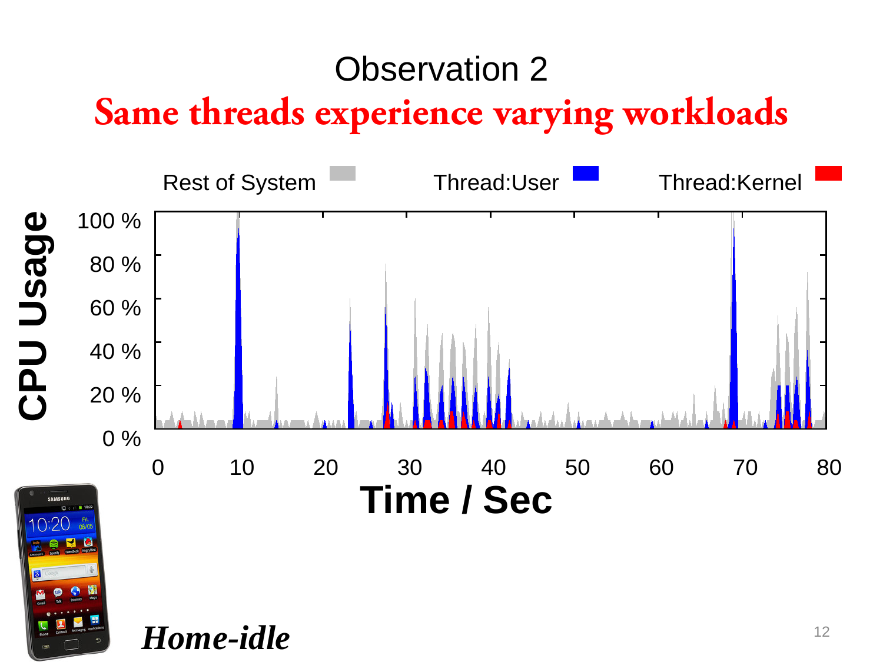# Observation 2

## Same threads experience varying workloads

Rest of System

Thread:User

Thread:Kernel

CPU Usage

100 %

80 %

60 %

40 %

20 %

0 %

0

10

20

30

40

50

60

70

80

Time / Sec

*Home-idle*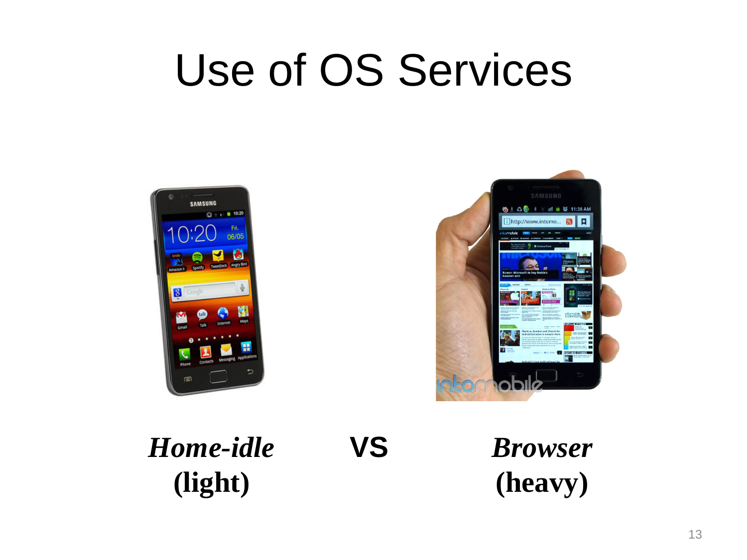# Use of OS Services

***Home-idle***
**(light)**

**VS**

***Browser***
**(heavy)**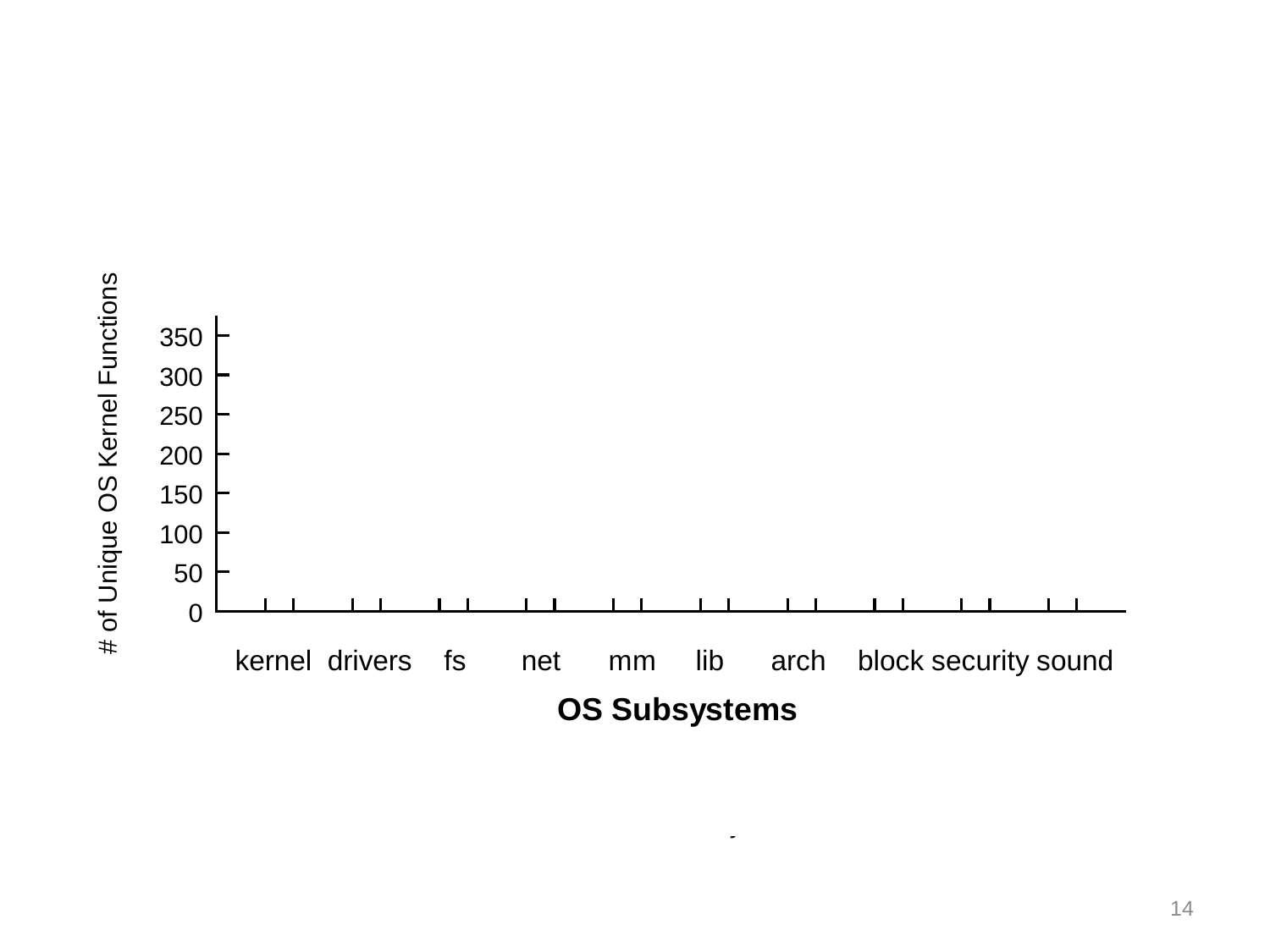# of Unique OS Kernel Functions

350

300

250

200

150

100

50

0

kernel drivers fs net mm lib arch block security sound

**OS Subsystems**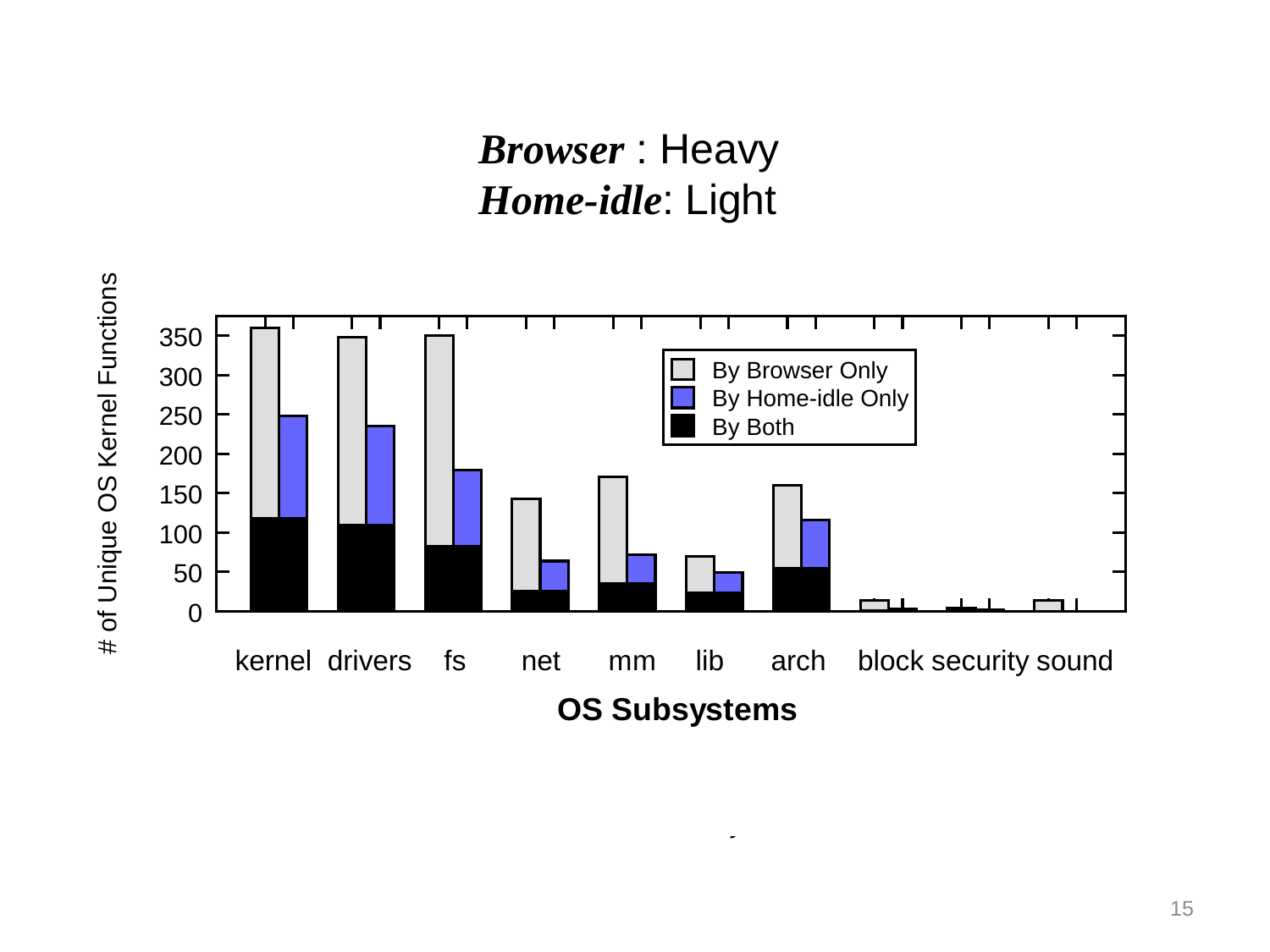***Browser*** : Heavy
***Home-idle***: Light

# of Unique OS Kernel Functions

350
300
250
200
150
100
50
0

By Browser Only
By Home-idle Only
By Both

kernel drivers fs net mm lib arch block security sound

**OS Subsystems**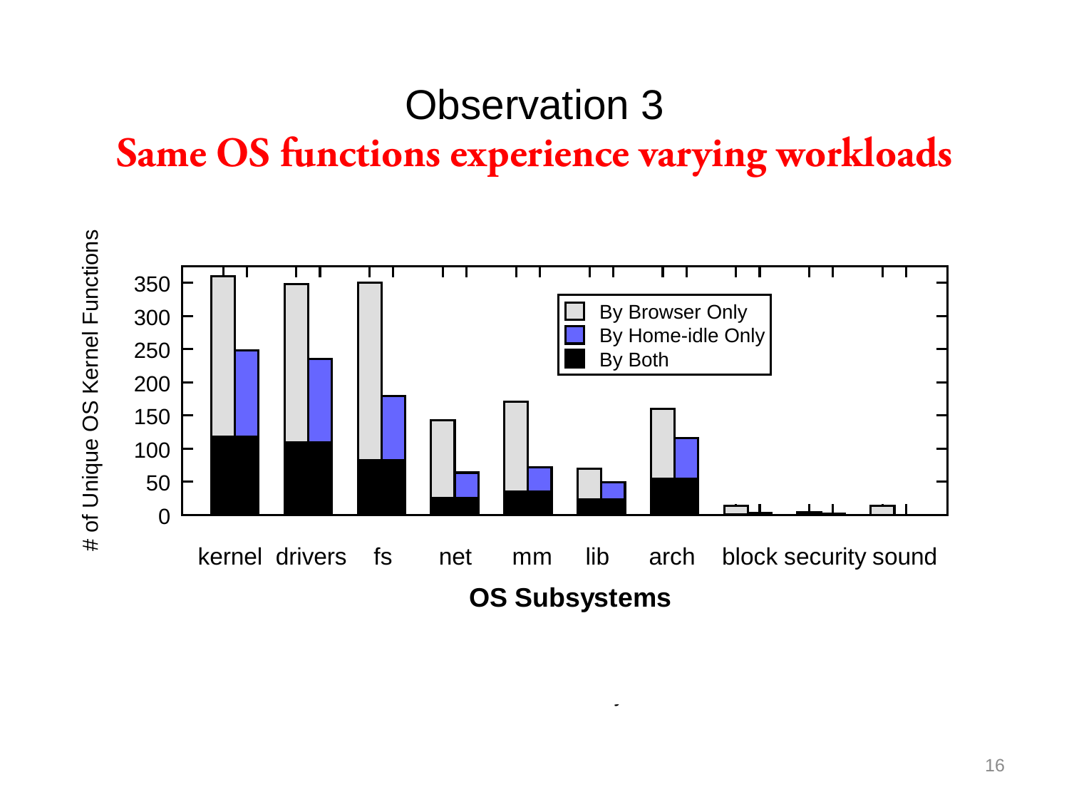# Observation 3

## Same OS functions experience varying workloads

# of Unique OS Kernel Functions

350
300
250
200
150
100
50
0

By Browser Only
By Home-idle Only
By Both

kernel drivers fs net mm lib arch block security sound

**OS Subsystems**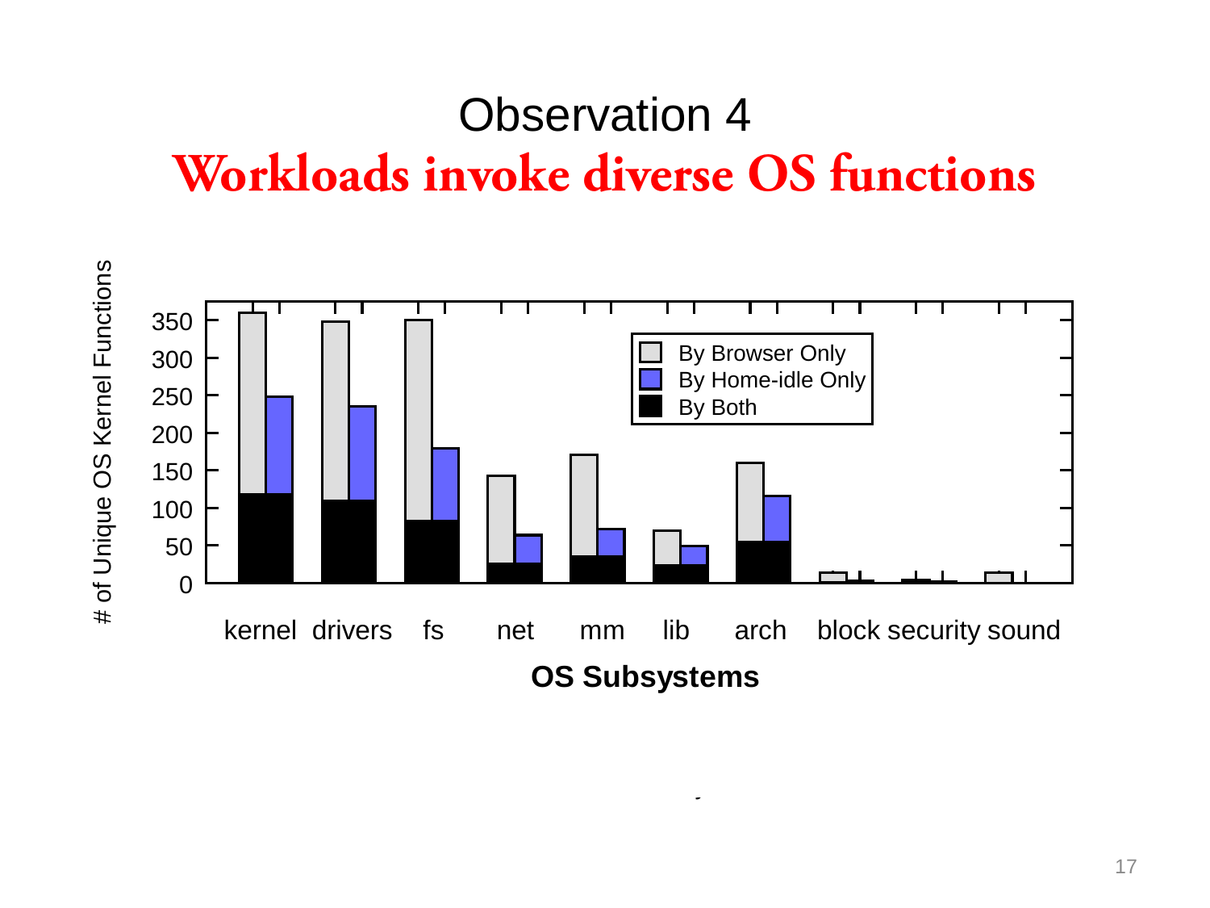# Observation 4

## Workloads invoke diverse OS functions

# of Unique OS Kernel Functions

350
300
250
200
150
100
50
0

By Browser Only
By Home-idle Only
By Both

kernel drivers fs net mm lib arch block security sound

**OS Subsystems**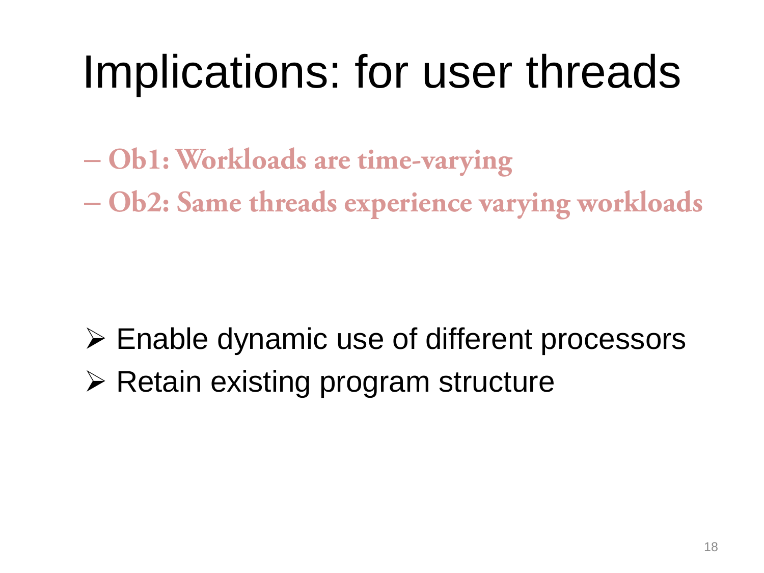# Implications: for user threads

- **Ob1: Workloads are time-varying**
- **Ob2: Same threads experience varying workloads**

- ➢ Enable dynamic use of different processors
- ➢ Retain existing program structure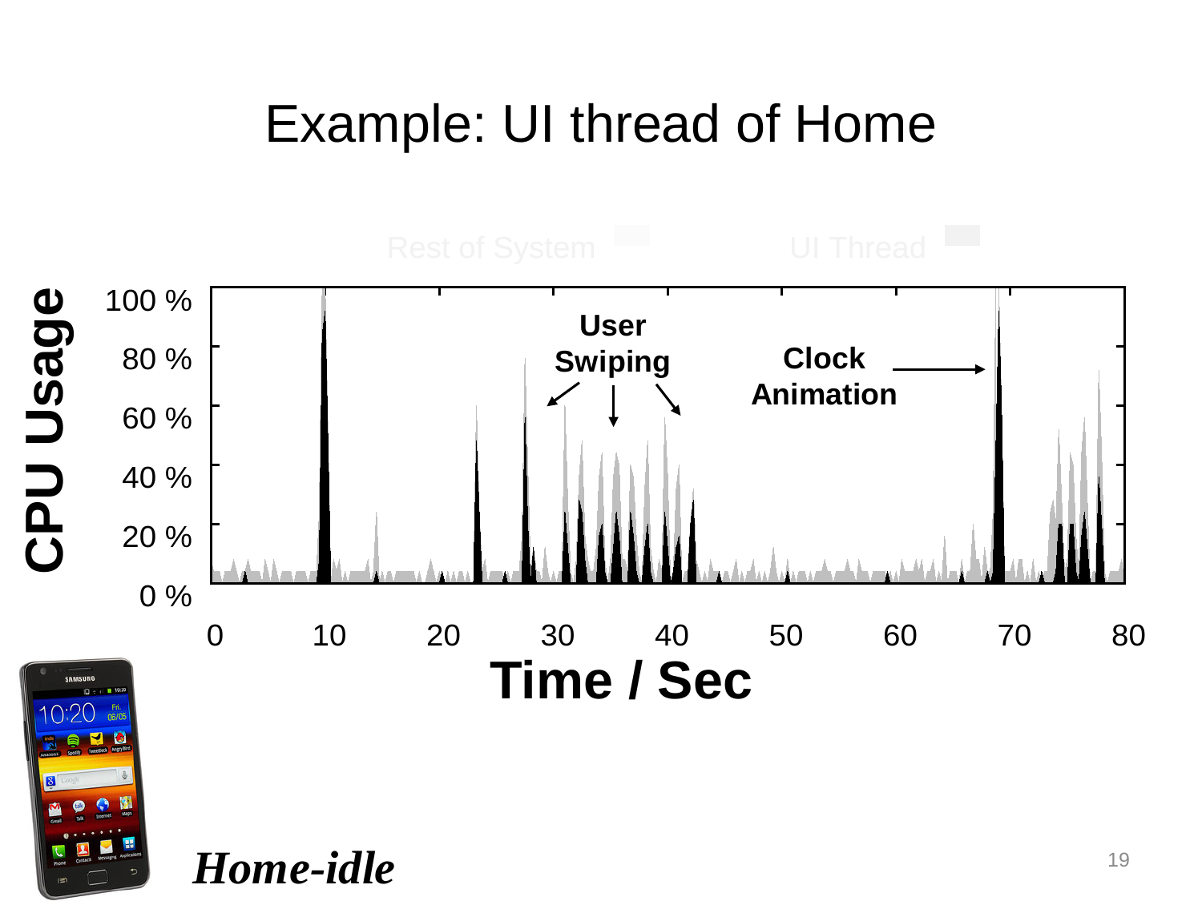# Example: UI thread of Home

Rest of System UI Thread

CPU Usage

100 %
80 %
60 %
40 %
20 %
0 %

User Swiping

Clock Animation

0 10 20 30 40 50 60 70 80

**Time / Sec**

***Home-idle***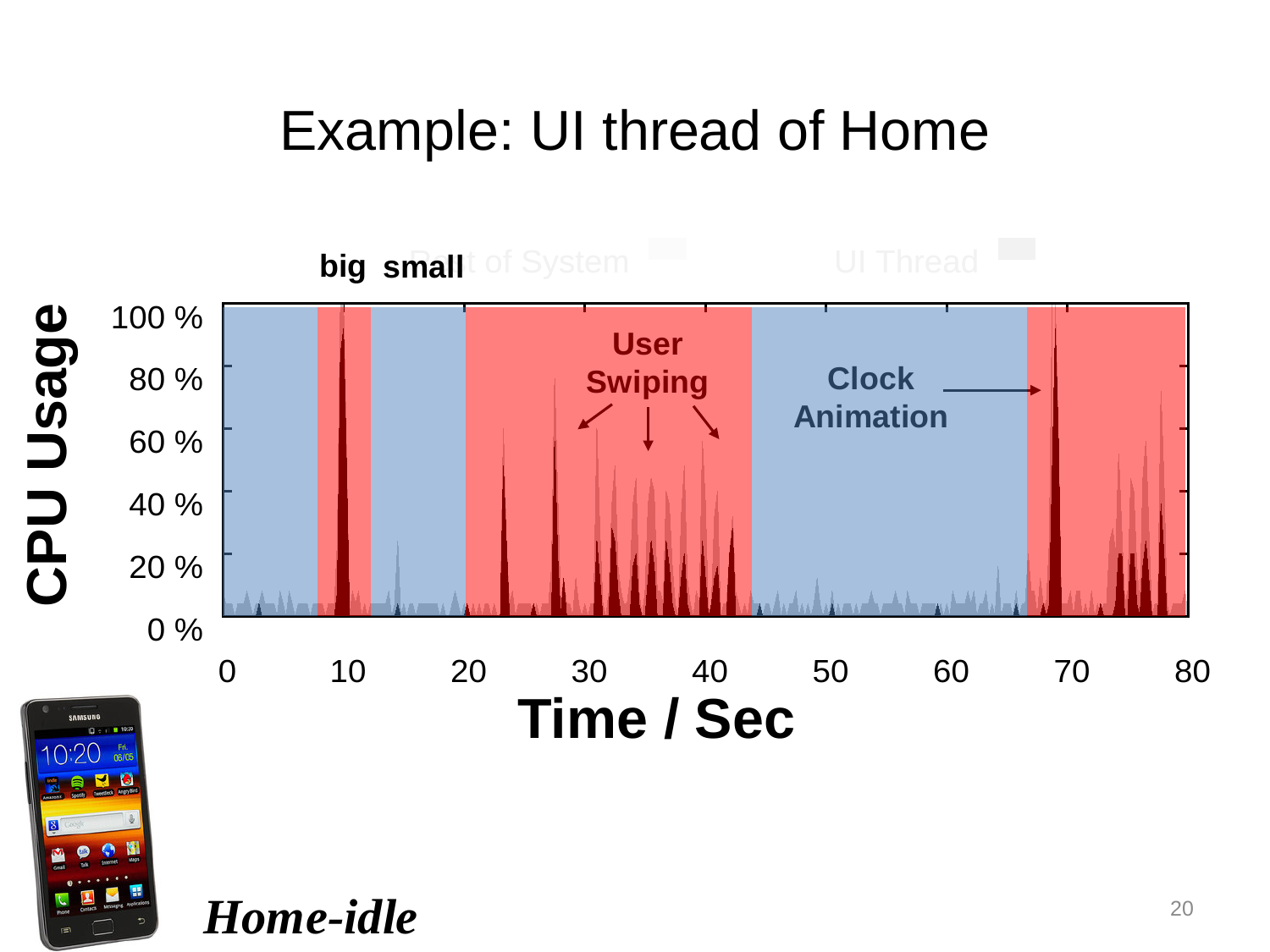# Example: UI thread of Home

big small

Part of System

UI Thread

CPU Usage

100 %
80 %
60 %
40 %
20 %
0 %

User Swiping

Clock Animation

0 10 20 30 40 50 60 70 80

Time / Sec

*Home-idle*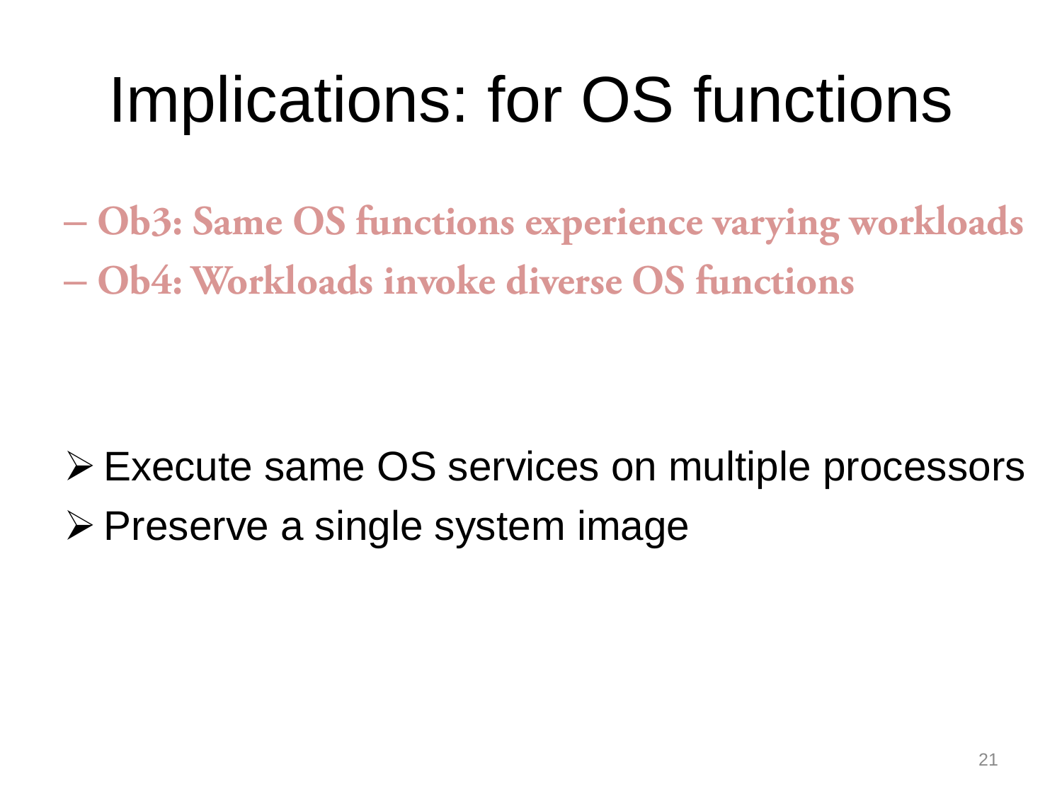# Implications: for OS functions

– **Ob3: Same OS functions experience varying workloads**

– **Ob4: Workloads invoke diverse OS functions**

- Execute same OS services on multiple processors
- Preserve a single system image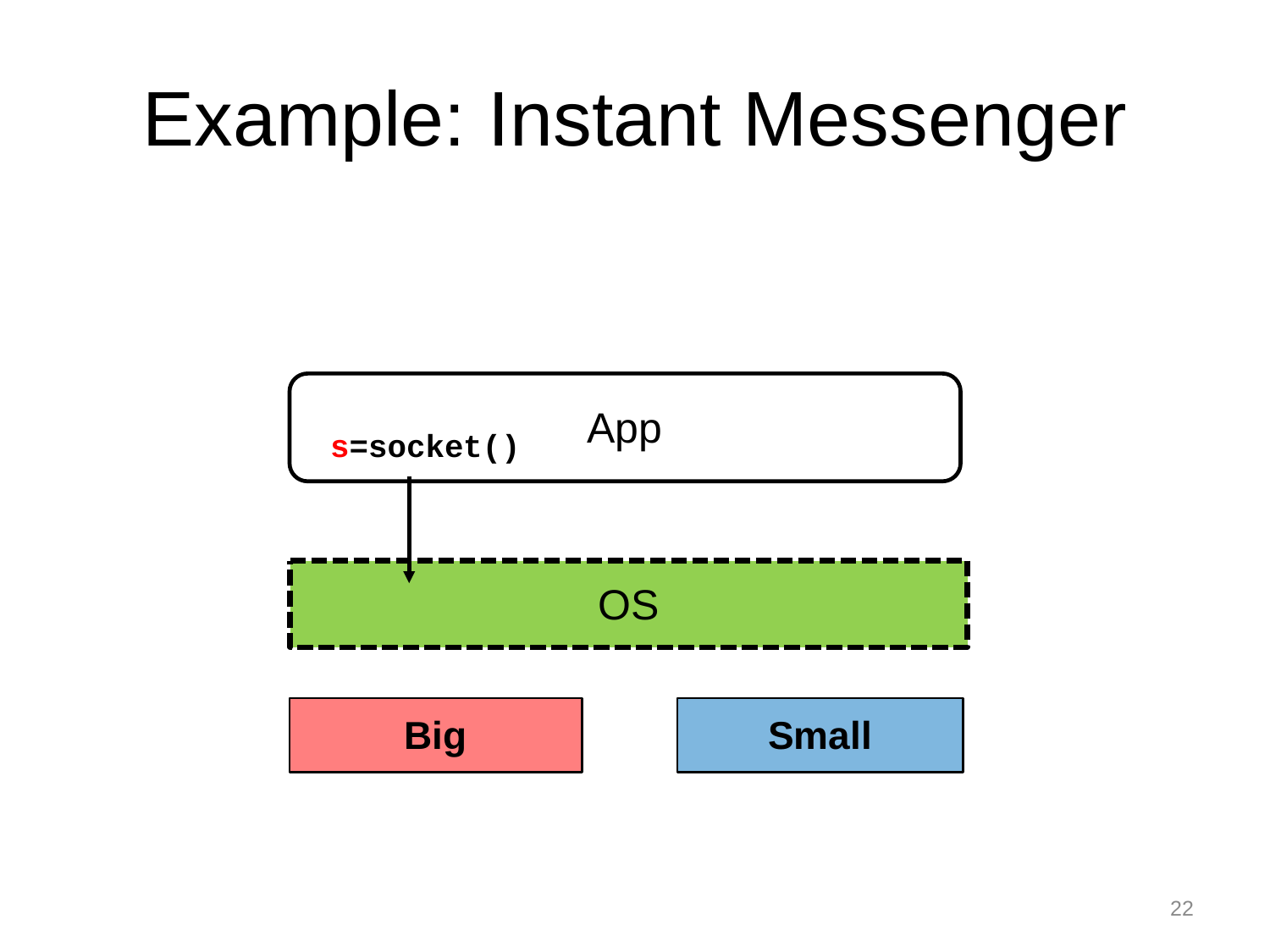# Example: Instant Messenger

App

`s=socket()`

OS

**Big**

**Small**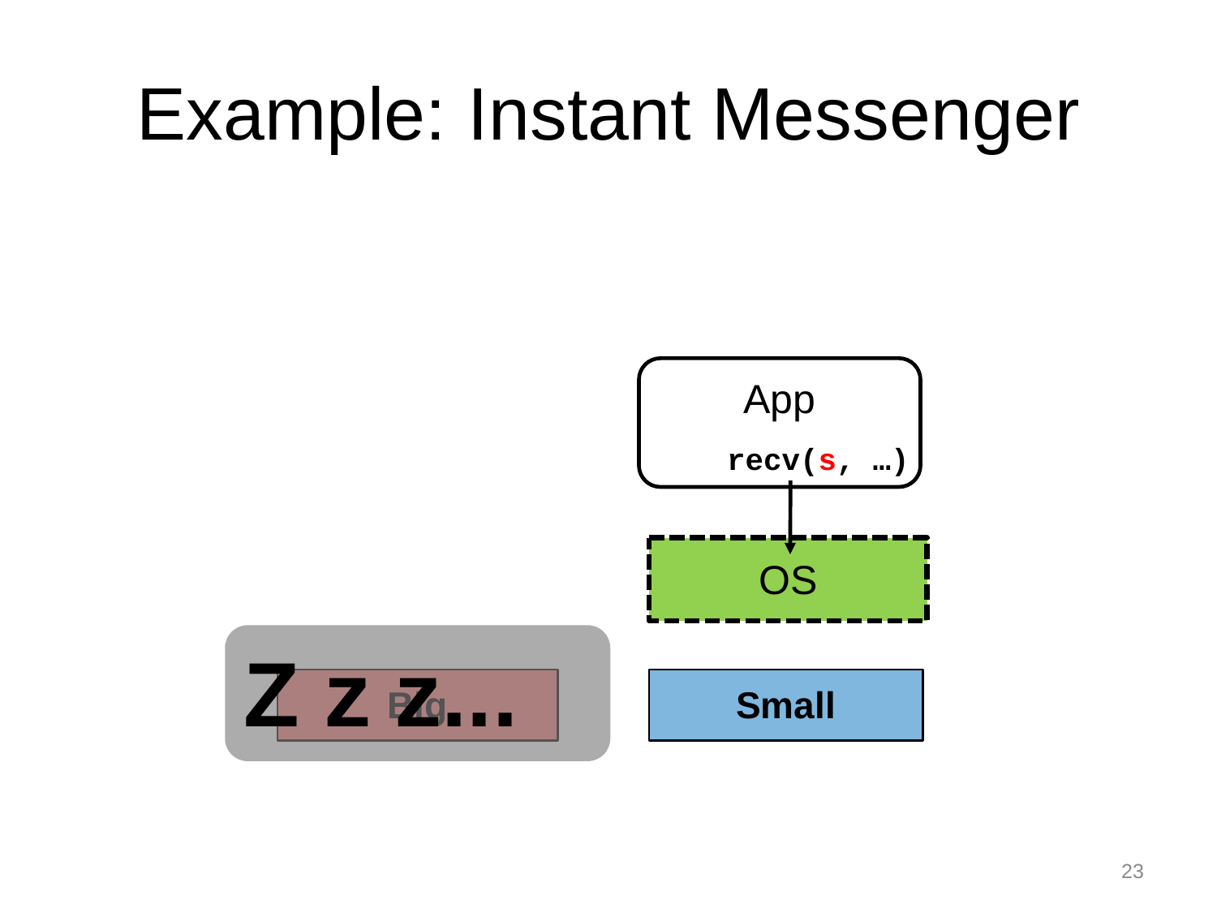# Example: Instant Messenger

App

```
recv(s, …)
```

OS

Z z z…

Big

Small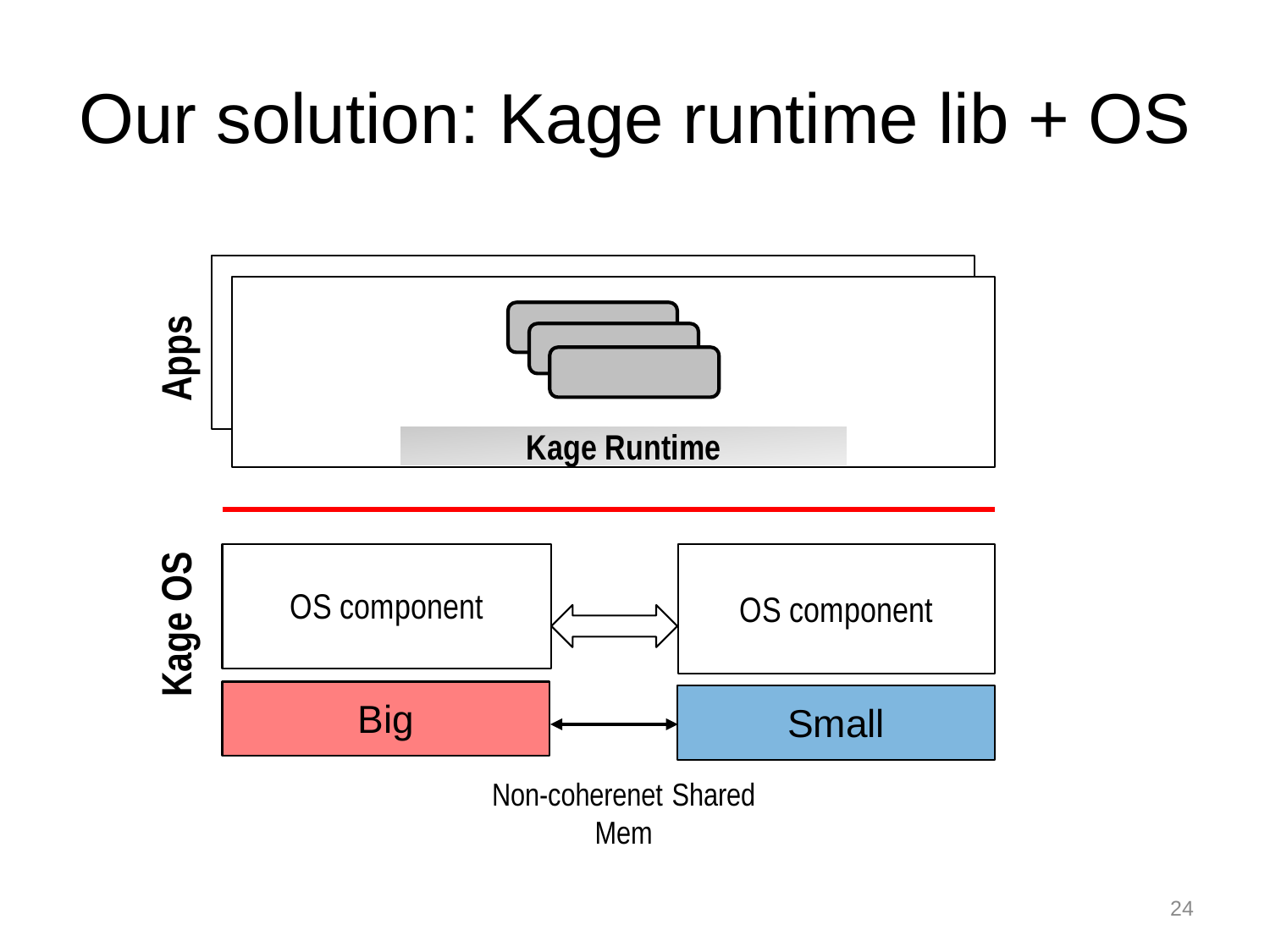# Our solution: Kage runtime lib + OS

Apps

Kage Runtime

Kage OS

OS component

OS component

Big

Small

Non-coherenet Shared Mem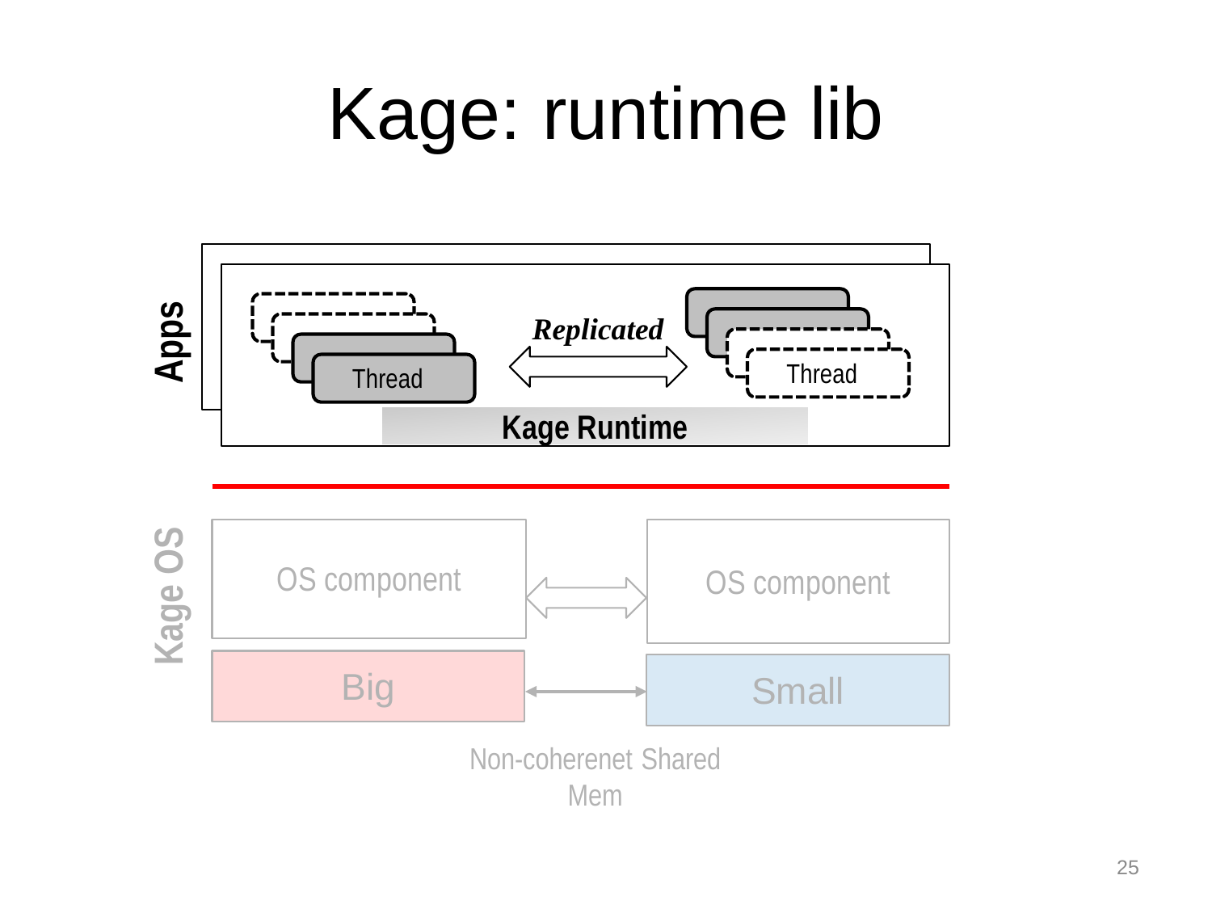# Kage: runtime lib

Apps

Thread

*Replicated*

Thread

Kage Runtime

Kage OS

OS component

OS component

Big

Small

Non-coherenet Shared Mem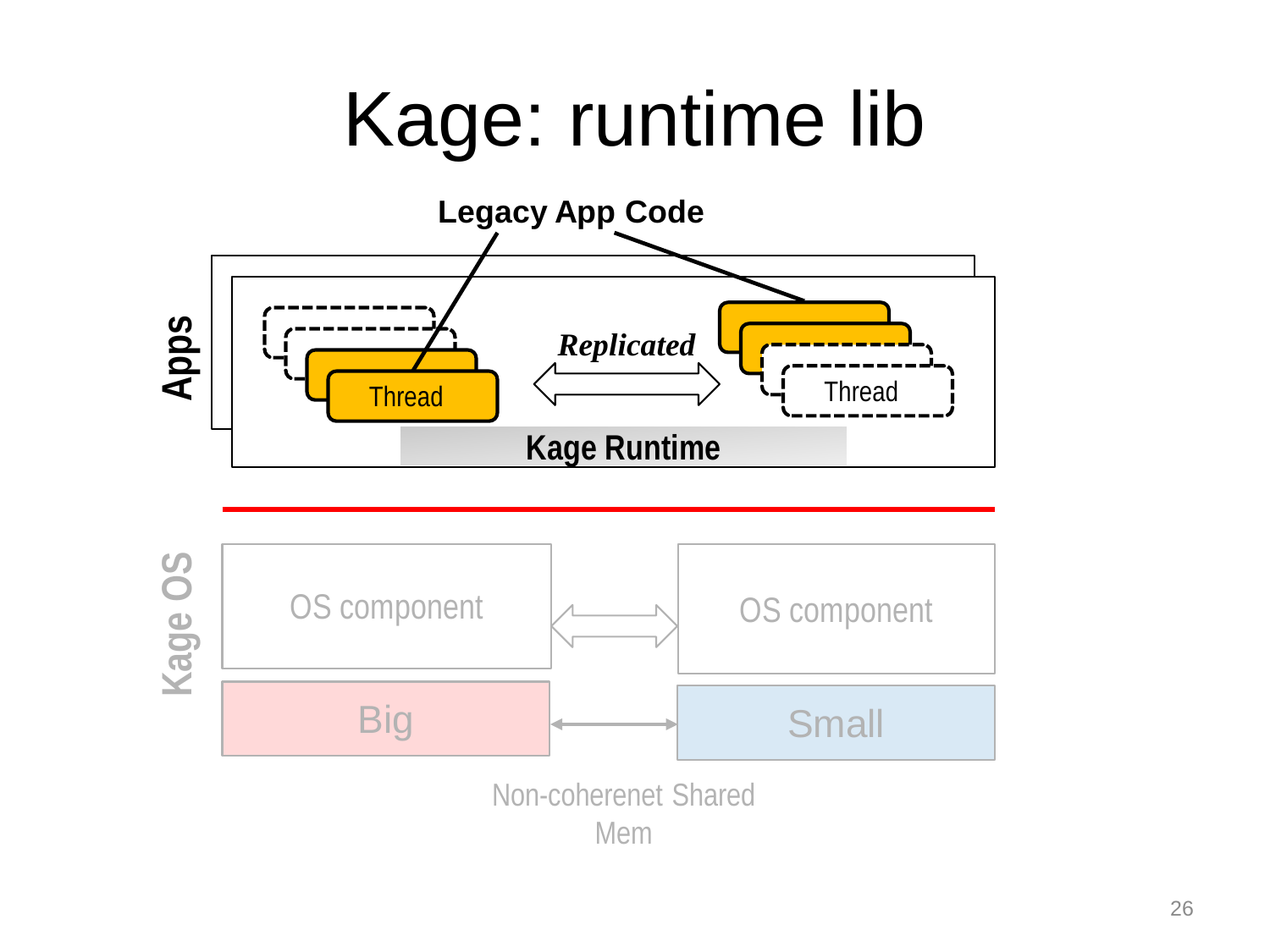# Kage: runtime lib

Legacy App Code

Apps

Thread

*Replicated*

Thread

Kage Runtime

Kage OS

OS component

OS component

Big

Small

Non-coherenet Shared Mem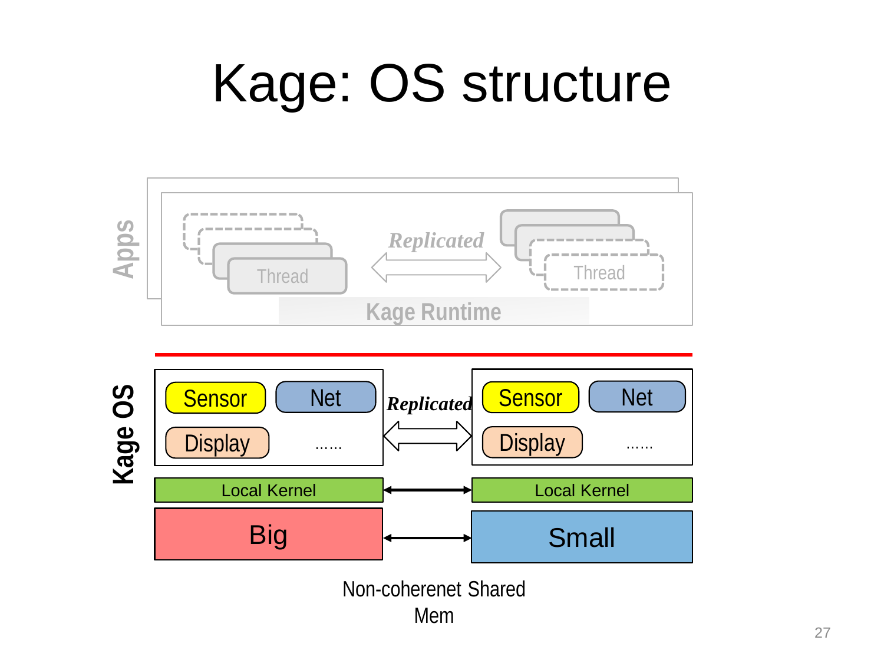# Kage: OS structure

Apps

Thread

Replicated

Thread

Kage Runtime

Kage OS

Sensor

Net

Display

……

Replicated

Sensor

Net

Display

……

Local Kernel

Local Kernel

Big

Small

Non-coherenet Shared Mem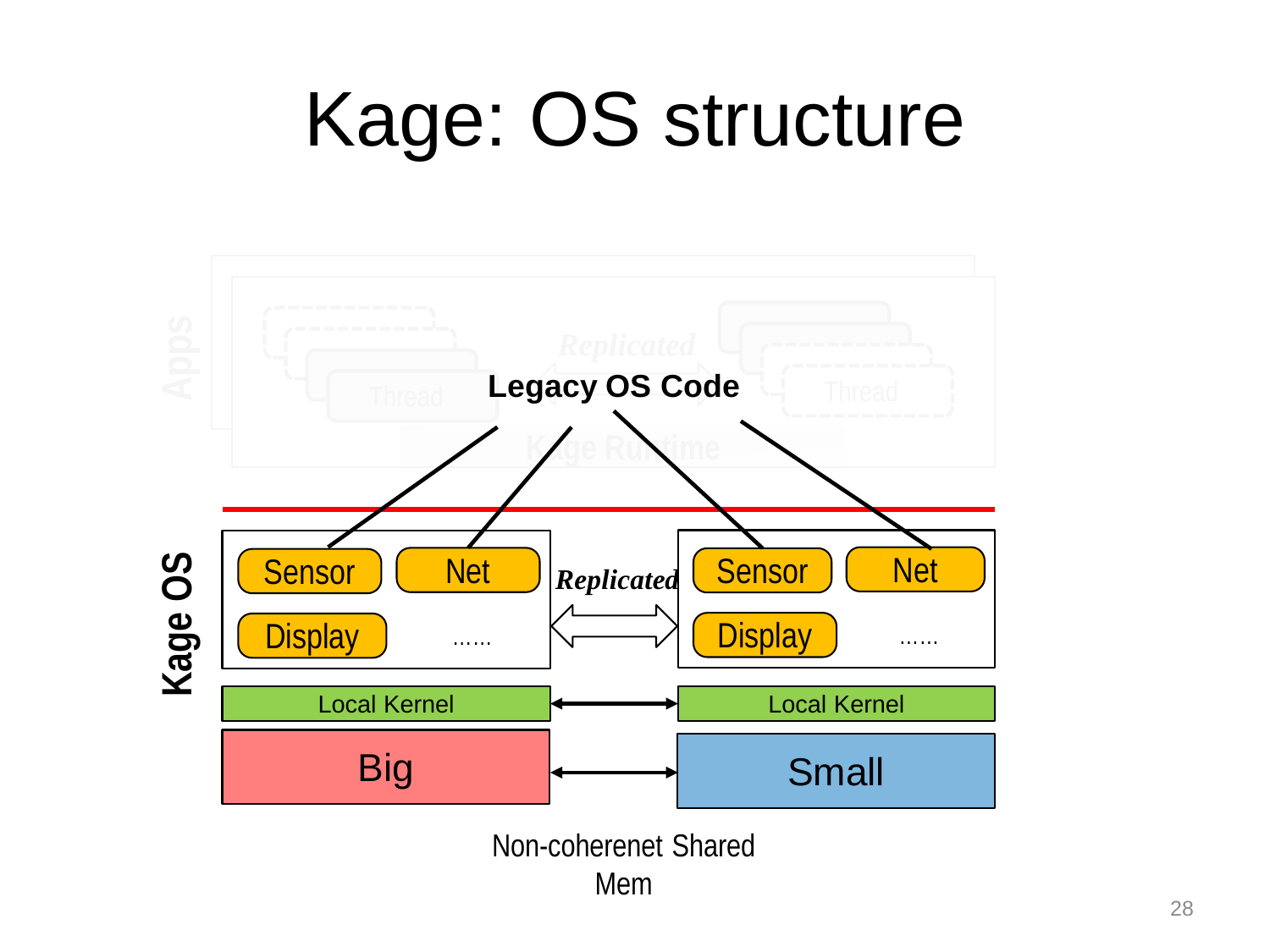# Kage: OS structure

Apps

Thread

Replicated

Thread

Legacy OS Code

Kage Runtime

Kage OS

Sensor

Net

Display

……

Replicated

Sensor

Net

Display

……

Local Kernel

Local Kernel

Big

Small

Non-coherenet Shared Mem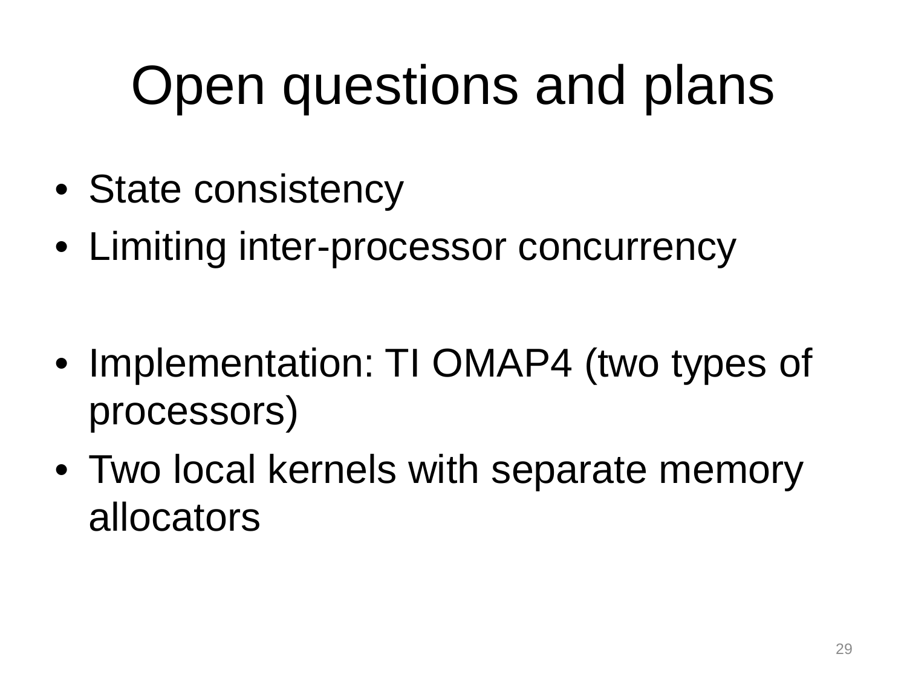# Open questions and plans

- State consistency
- Limiting inter-processor concurrency

- Implementation: TI OMAP4 (two types of processors)
- Two local kernels with separate memory allocators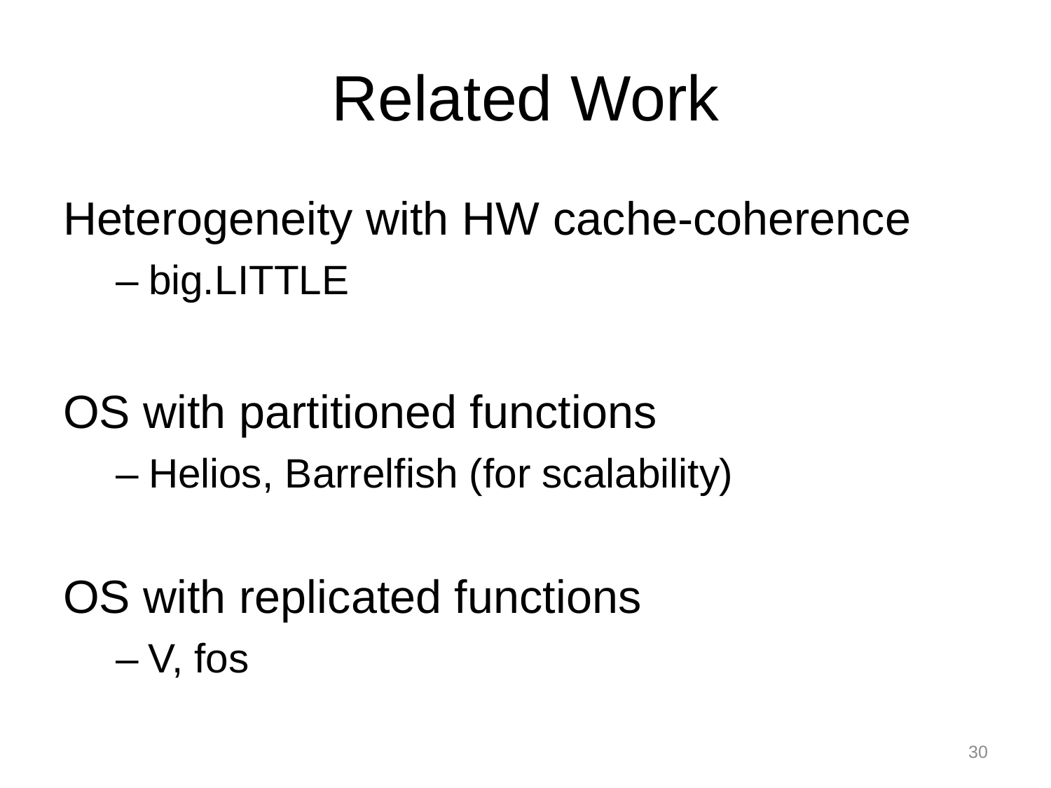# Related Work

Heterogeneity with HW cache-coherence

- big.LITTLE

OS with partitioned functions

- Helios, Barrelfish (for scalability)

OS with replicated functions

- V, fos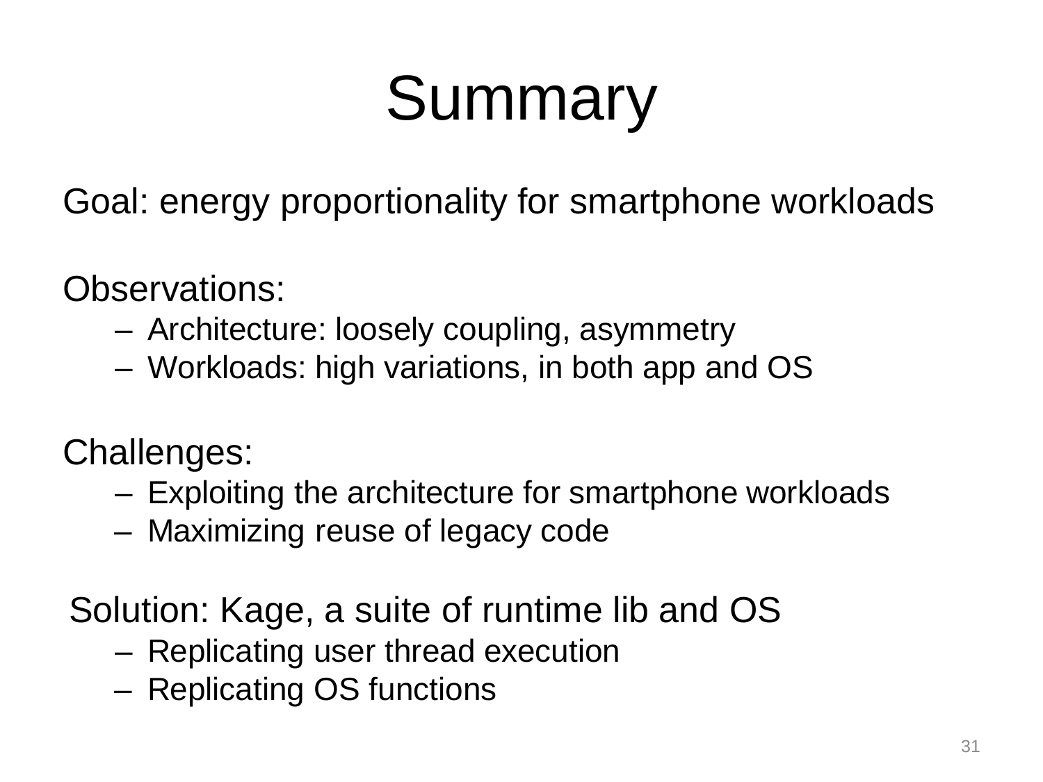# Summary

Goal: energy proportionality for smartphone workloads

Observations:

- Architecture: loosely coupling, asymmetry
- Workloads: high variations, in both app and OS

Challenges:

- Exploiting the architecture for smartphone workloads
- Maximizing reuse of legacy code

Solution: Kage, a suite of runtime lib and OS

- Replicating user thread execution
- Replicating OS functions